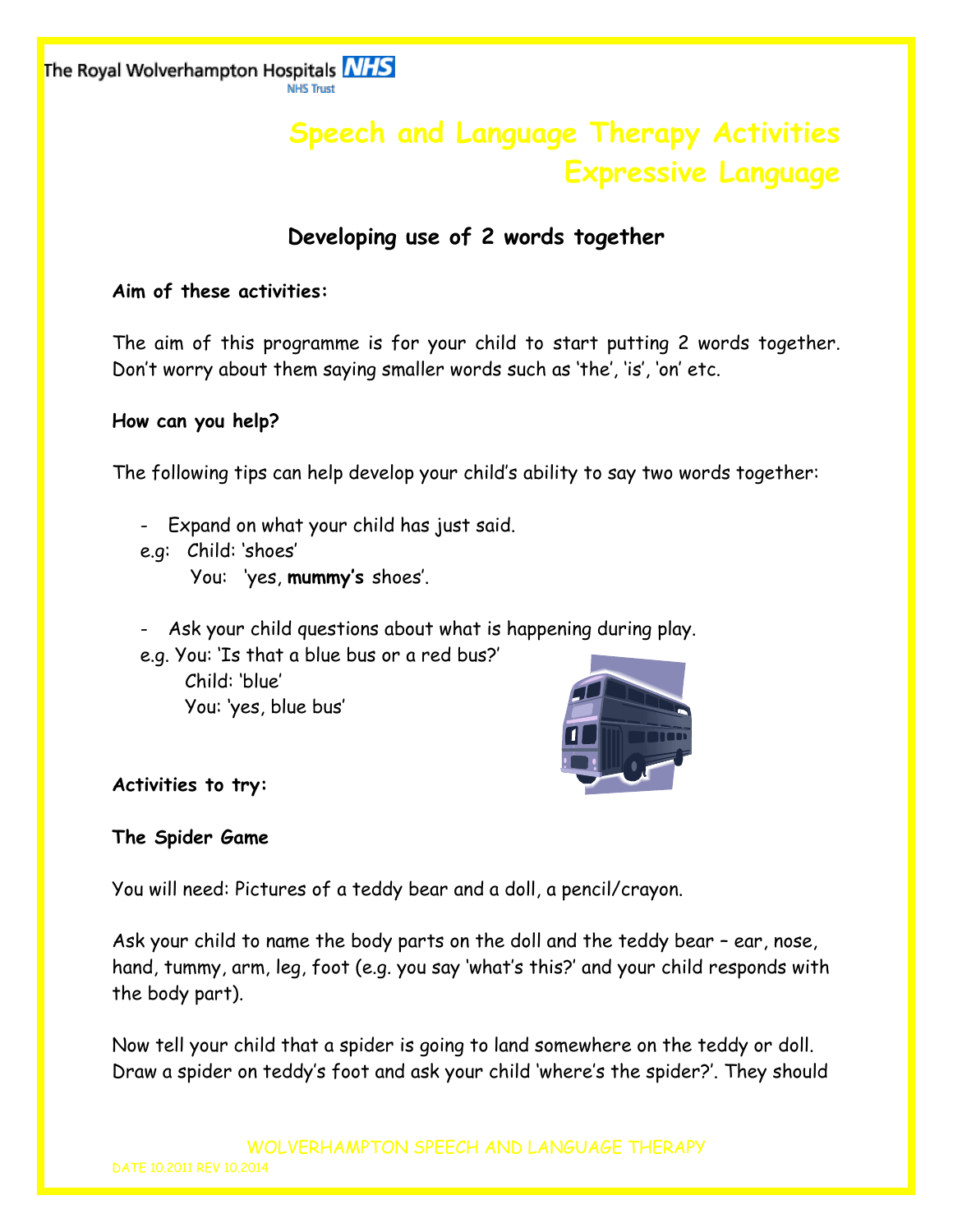The Royal Wolverhampton Hospitals NHS Trust

# Speech and Language Therapy Activities
# Expressive Language

## Developing use of 2 words together

**Aim of these activities:**

The aim of this programme is for your child to start putting 2 words together. Don't worry about them saying smaller words such as 'the', 'is', 'on' etc.

**How can you help?**

The following tips can help develop your child's ability to say two words together:

- Expand on what your child has just said.

e.g: Child: 'shoes'
You: 'yes, **mummy's** shoes'.

- Ask your child questions about what is happening during play.

e.g. You: 'Is that a blue bus or a red bus?'
Child: 'blue'
You: 'yes, blue bus'

**Activities to try:**

**The Spider Game**

You will need: Pictures of a teddy bear and a doll, a pencil/crayon.

Ask your child to name the body parts on the doll and the teddy bear – ear, nose, hand, tummy, arm, leg, foot (e.g. you say 'what's this?' and your child responds with the body part).

Now tell your child that a spider is going to land somewhere on the teddy or doll. Draw a spider on teddy's foot and ask your child 'where's the spider?'. They should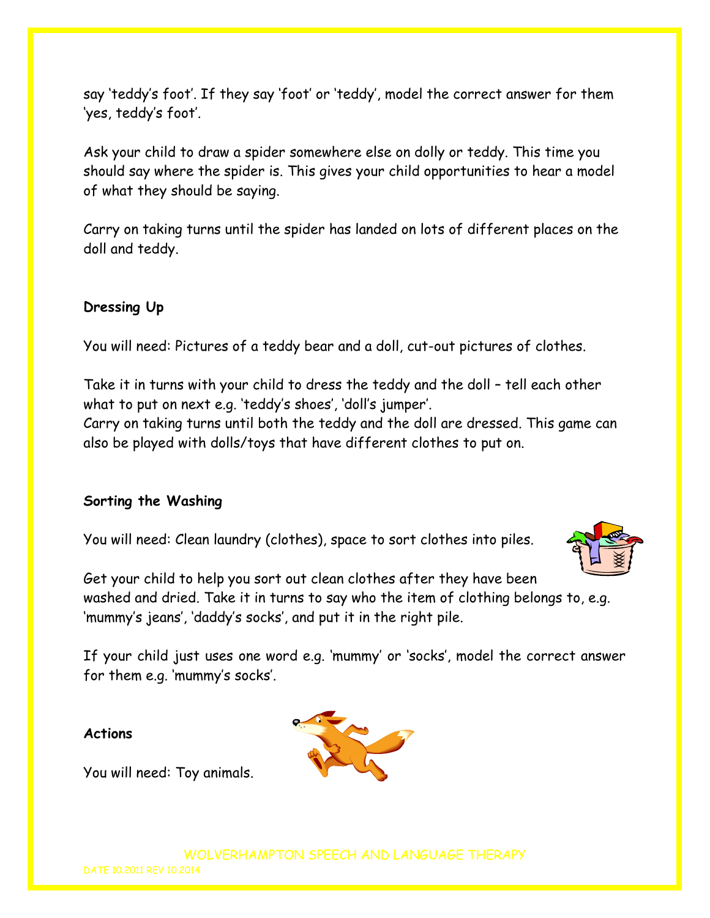say 'teddy's foot'. If they say 'foot' or 'teddy', model the correct answer for them 'yes, teddy's foot'.

Ask your child to draw a spider somewhere else on dolly or teddy. This time you should say where the spider is. This gives your child opportunities to hear a model of what they should be saying.

Carry on taking turns until the spider has landed on lots of different places on the doll and teddy.

**Dressing Up**

You will need: Pictures of a teddy bear and a doll, cut-out pictures of clothes.

Take it in turns with your child to dress the teddy and the doll – tell each other what to put on next e.g. 'teddy's shoes', 'doll's jumper'.
Carry on taking turns until both the teddy and the doll are dressed. This game can also be played with dolls/toys that have different clothes to put on.

**Sorting the Washing**

You will need: Clean laundry (clothes), space to sort clothes into piles.

Get your child to help you sort out clean clothes after they have been washed and dried. Take it in turns to say who the item of clothing belongs to, e.g. 'mummy's jeans', 'daddy's socks', and put it in the right pile.

If your child just uses one word e.g. 'mummy' or 'socks', model the correct answer for them e.g. 'mummy's socks'.

**Actions**

You will need: Toy animals.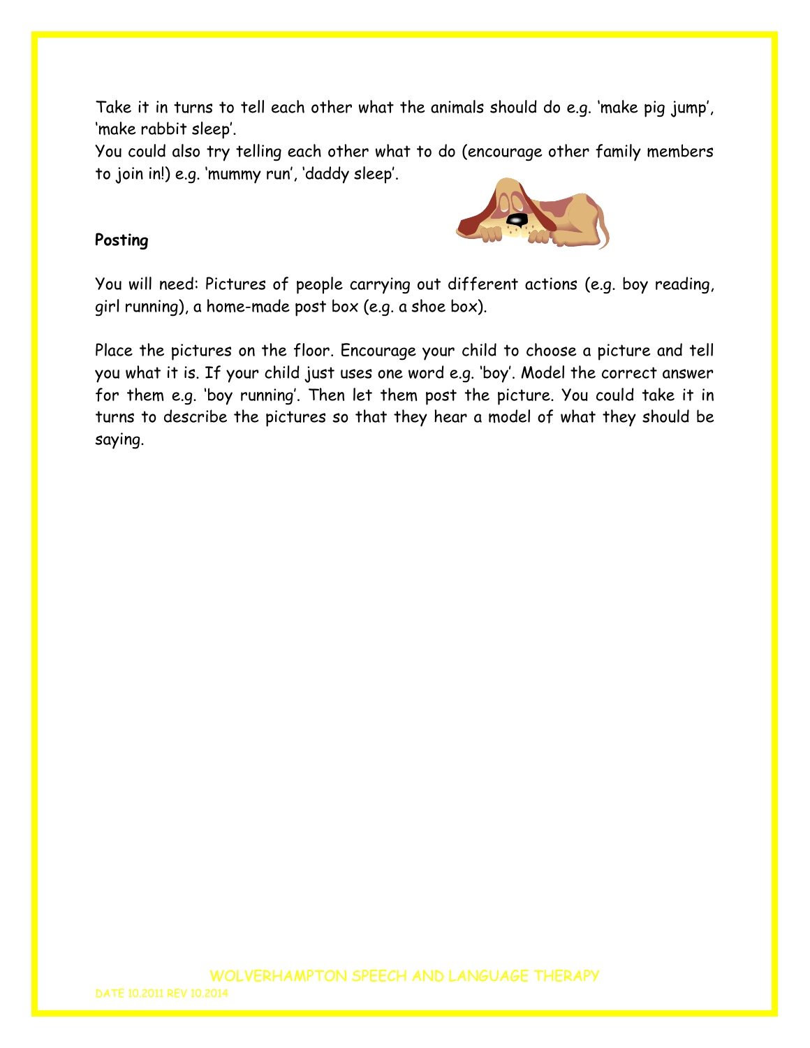Take it in turns to tell each other what the animals should do e.g. 'make pig jump', 'make rabbit sleep'.

You could also try telling each other what to do (encourage other family members to join in!) e.g. 'mummy run', 'daddy sleep'.

**Posting**

You will need: Pictures of people carrying out different actions (e.g. boy reading, girl running), a home-made post box (e.g. a shoe box).

Place the pictures on the floor. Encourage your child to choose a picture and tell you what it is. If your child just uses one word e.g. 'boy'. Model the correct answer for them e.g. 'boy running'. Then let them post the picture. You could take it in turns to describe the pictures so that they hear a model of what they should be saying.